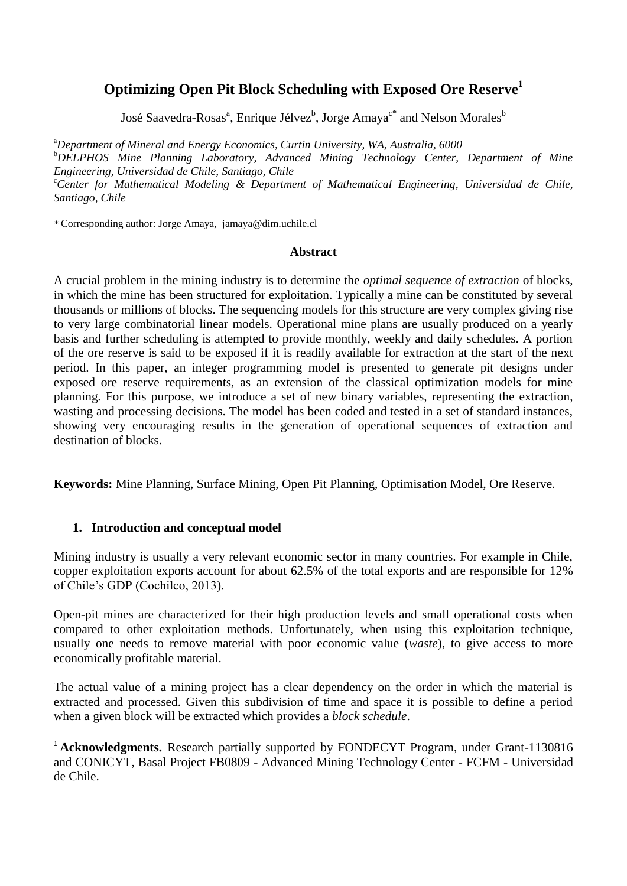# Optimizing Open Pit Block Scheduling with Exposed Ore Reserve[1]

José Saavedra-Rosas[a], Enrique Jélvez[b], Jorge Amaya[c*] and Nelson Morales[b]

[a] *Department of Mineral and Energy Economics, Curtin University, WA, Australia, 6000*
[b] *DELPHOS Mine Planning Laboratory, Advanced Mining Technology Center, Department of Mine Engineering, Universidad de Chile, Santiago, Chile*
[c] *Center for Mathematical Modeling & Department of Mathematical Engineering, Universidad de Chile, Santiago, Chile*

* Corresponding author: Jorge Amaya, jamaya@dim.uchile.cl

## Abstract

A crucial problem in the mining industry is to determine the *optimal sequence of extraction* of blocks, in which the mine has been structured for exploitation. Typically a mine can be constituted by several thousands or millions of blocks. The sequencing models for this structure are very complex giving rise to very large combinatorial linear models. Operational mine plans are usually produced on a yearly basis and further scheduling is attempted to provide monthly, weekly and daily schedules. A portion of the ore reserve is said to be exposed if it is readily available for extraction at the start of the next period. In this paper, an integer programming model is presented to generate pit designs under exposed ore reserve requirements, as an extension of the classical optimization models for mine planning. For this purpose, we introduce a set of new binary variables, representing the extraction, wasting and processing decisions. The model has been coded and tested in a set of standard instances, showing very encouraging results in the generation of operational sequences of extraction and destination of blocks.

**Keywords:** Mine Planning, Surface Mining, Open Pit Planning, Optimisation Model, Ore Reserve.

## 1. Introduction and conceptual model

Mining industry is usually a very relevant economic sector in many countries. For example in Chile, copper exploitation exports account for about 62.5% of the total exports and are responsible for 12% of Chile's GDP (Cochilco, 2013).

Open-pit mines are characterized for their high production levels and small operational costs when compared to other exploitation methods. Unfortunately, when using this exploitation technique, usually one needs to remove material with poor economic value (*waste*), to give access to more economically profitable material.

The actual value of a mining project has a clear dependency on the order in which the material is extracted and processed. Given this subdivision of time and space it is possible to define a period when a given block will be extracted which provides a *block schedule*.

[1] **Acknowledgments.** Research partially supported by FONDECYT Program, under Grant-1130816 and CONICYT, Basal Project FB0809 - Advanced Mining Technology Center - FCFM - Universidad de Chile.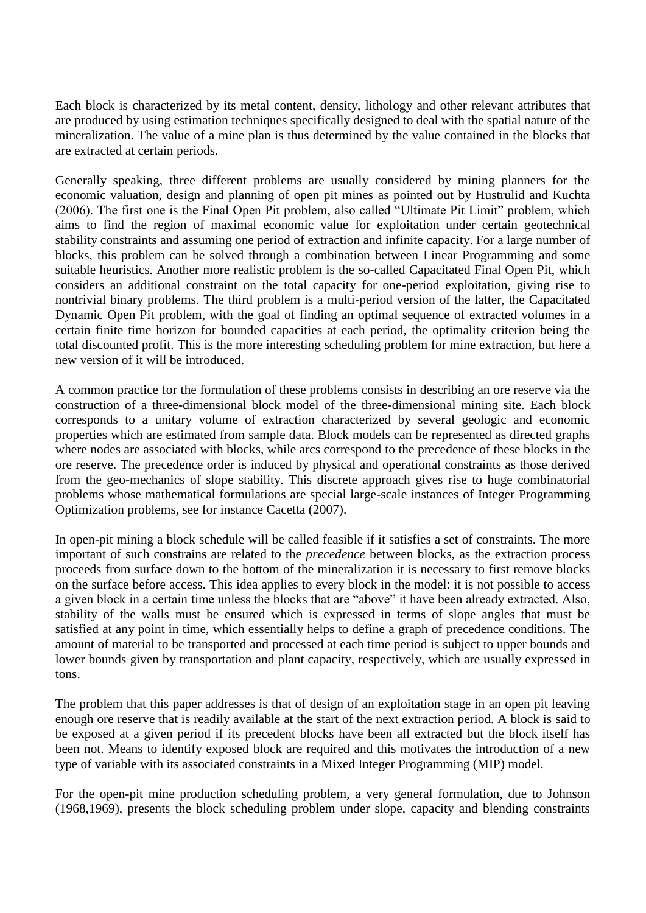Each block is characterized by its metal content, density, lithology and other relevant attributes that are produced by using estimation techniques specifically designed to deal with the spatial nature of the mineralization. The value of a mine plan is thus determined by the value contained in the blocks that are extracted at certain periods.

Generally speaking, three different problems are usually considered by mining planners for the economic valuation, design and planning of open pit mines as pointed out by Hustrulid and Kuchta (2006). The first one is the Final Open Pit problem, also called "Ultimate Pit Limit" problem, which aims to find the region of maximal economic value for exploitation under certain geotechnical stability constraints and assuming one period of extraction and infinite capacity. For a large number of blocks, this problem can be solved through a combination between Linear Programming and some suitable heuristics. Another more realistic problem is the so-called Capacitated Final Open Pit, which considers an additional constraint on the total capacity for one-period exploitation, giving rise to nontrivial binary problems. The third problem is a multi-period version of the latter, the Capacitated Dynamic Open Pit problem, with the goal of finding an optimal sequence of extracted volumes in a certain finite time horizon for bounded capacities at each period, the optimality criterion being the total discounted profit. This is the more interesting scheduling problem for mine extraction, but here a new version of it will be introduced.

A common practice for the formulation of these problems consists in describing an ore reserve via the construction of a three-dimensional block model of the three-dimensional mining site. Each block corresponds to a unitary volume of extraction characterized by several geologic and economic properties which are estimated from sample data. Block models can be represented as directed graphs where nodes are associated with blocks, while arcs correspond to the precedence of these blocks in the ore reserve. The precedence order is induced by physical and operational constraints as those derived from the geo-mechanics of slope stability. This discrete approach gives rise to huge combinatorial problems whose mathematical formulations are special large-scale instances of Integer Programming Optimization problems, see for instance Cacetta (2007).

In open-pit mining a block schedule will be called feasible if it satisfies a set of constraints. The more important of such constrains are related to the *precedence* between blocks, as the extraction process proceeds from surface down to the bottom of the mineralization it is necessary to first remove blocks on the surface before access. This idea applies to every block in the model: it is not possible to access a given block in a certain time unless the blocks that are "above" it have been already extracted. Also, stability of the walls must be ensured which is expressed in terms of slope angles that must be satisfied at any point in time, which essentially helps to define a graph of precedence conditions. The amount of material to be transported and processed at each time period is subject to upper bounds and lower bounds given by transportation and plant capacity, respectively, which are usually expressed in tons.

The problem that this paper addresses is that of design of an exploitation stage in an open pit leaving enough ore reserve that is readily available at the start of the next extraction period. A block is said to be exposed at a given period if its precedent blocks have been all extracted but the block itself has been not. Means to identify exposed block are required and this motivates the introduction of a new type of variable with its associated constraints in a Mixed Integer Programming (MIP) model.

For the open-pit mine production scheduling problem, a very general formulation, due to Johnson (1968,1969), presents the block scheduling problem under slope, capacity and blending constraints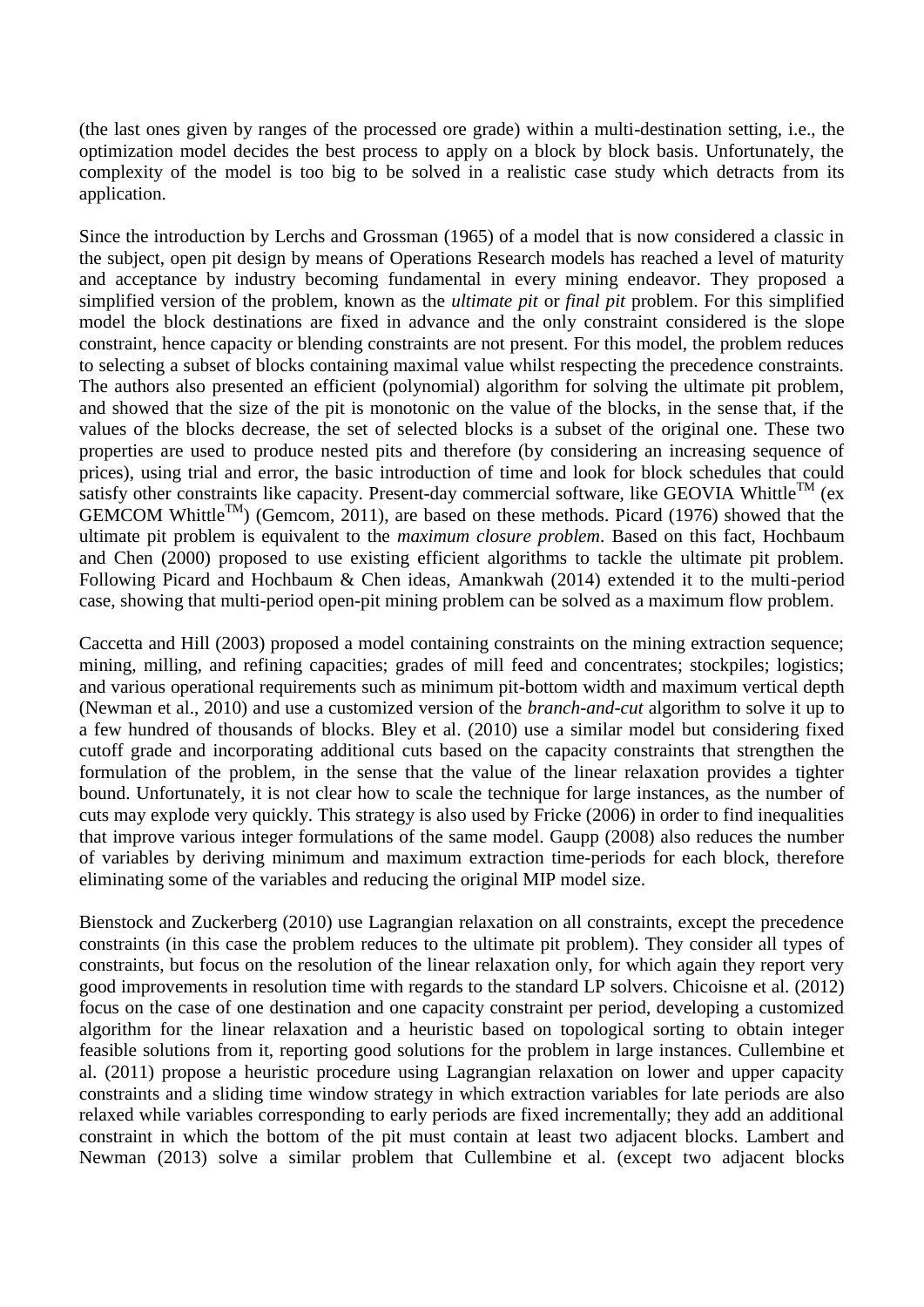(the last ones given by ranges of the processed ore grade) within a multi-destination setting, i.e., the optimization model decides the best process to apply on a block by block basis. Unfortunately, the complexity of the model is too big to be solved in a realistic case study which detracts from its application.

Since the introduction by Lerchs and Grossman (1965) of a model that is now considered a classic in the subject, open pit design by means of Operations Research models has reached a level of maturity and acceptance by industry becoming fundamental in every mining endeavor. They proposed a simplified version of the problem, known as the *ultimate pit* or *final pit* problem. For this simplified model the block destinations are fixed in advance and the only constraint considered is the slope constraint, hence capacity or blending constraints are not present. For this model, the problem reduces to selecting a subset of blocks containing maximal value whilst respecting the precedence constraints. The authors also presented an efficient (polynomial) algorithm for solving the ultimate pit problem, and showed that the size of the pit is monotonic on the value of the blocks, in the sense that, if the values of the blocks decrease, the set of selected blocks is a subset of the original one. These two properties are used to produce nested pits and therefore (by considering an increasing sequence of prices), using trial and error, the basic introduction of time and look for block schedules that could satisfy other constraints like capacity. Present-day commercial software, like GEOVIA Whittle[TM] (ex GEMCOM Whittle[TM]) (Gemcom, 2011), are based on these methods. Picard (1976) showed that the ultimate pit problem is equivalent to the *maximum closure problem*. Based on this fact, Hochbaum and Chen (2000) proposed to use existing efficient algorithms to tackle the ultimate pit problem. Following Picard and Hochbaum & Chen ideas, Amankwah (2014) extended it to the multi-period case, showing that multi-period open-pit mining problem can be solved as a maximum flow problem.

Caccetta and Hill (2003) proposed a model containing constraints on the mining extraction sequence; mining, milling, and refining capacities; grades of mill feed and concentrates; stockpiles; logistics; and various operational requirements such as minimum pit-bottom width and maximum vertical depth (Newman et al., 2010) and use a customized version of the *branch-and-cut* algorithm to solve it up to a few hundred of thousands of blocks. Bley et al. (2010) use a similar model but considering fixed cutoff grade and incorporating additional cuts based on the capacity constraints that strengthen the formulation of the problem, in the sense that the value of the linear relaxation provides a tighter bound. Unfortunately, it is not clear how to scale the technique for large instances, as the number of cuts may explode very quickly. This strategy is also used by Fricke (2006) in order to find inequalities that improve various integer formulations of the same model. Gaupp (2008) also reduces the number of variables by deriving minimum and maximum extraction time-periods for each block, therefore eliminating some of the variables and reducing the original MIP model size.

Bienstock and Zuckerberg (2010) use Lagrangian relaxation on all constraints, except the precedence constraints (in this case the problem reduces to the ultimate pit problem). They consider all types of constraints, but focus on the resolution of the linear relaxation only, for which again they report very good improvements in resolution time with regards to the standard LP solvers. Chicoisne et al. (2012) focus on the case of one destination and one capacity constraint per period, developing a customized algorithm for the linear relaxation and a heuristic based on topological sorting to obtain integer feasible solutions from it, reporting good solutions for the problem in large instances. Cullembine et al. (2011) propose a heuristic procedure using Lagrangian relaxation on lower and upper capacity constraints and a sliding time window strategy in which extraction variables for late periods are also relaxed while variables corresponding to early periods are fixed incrementally; they add an additional constraint in which the bottom of the pit must contain at least two adjacent blocks. Lambert and Newman (2013) solve a similar problem that Cullembine et al. (except two adjacent blocks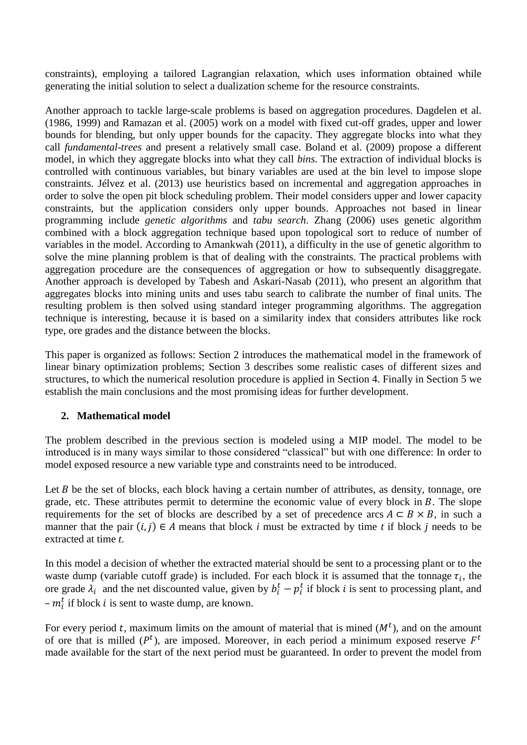constraints), employing a tailored Lagrangian relaxation, which uses information obtained while generating the initial solution to select a dualization scheme for the resource constraints.

Another approach to tackle large-scale problems is based on aggregation procedures. Dagdelen et al. (1986, 1999) and Ramazan et al. (2005) work on a model with fixed cut-off grades, upper and lower bounds for blending, but only upper bounds for the capacity. They aggregate blocks into what they call *fundamental-trees* and present a relatively small case. Boland et al. (2009) propose a different model, in which they aggregate blocks into what they call *bins*. The extraction of individual blocks is controlled with continuous variables, but binary variables are used at the bin level to impose slope constraints. Jélvez et al. (2013) use heuristics based on incremental and aggregation approaches in order to solve the open pit block scheduling problem. Their model considers upper and lower capacity constraints, but the application considers only upper bounds. Approaches not based in linear programming include *genetic algorithms* and *tabu search*. Zhang (2006) uses genetic algorithm combined with a block aggregation technique based upon topological sort to reduce of number of variables in the model. According to Amankwah (2011), a difficulty in the use of genetic algorithm to solve the mine planning problem is that of dealing with the constraints. The practical problems with aggregation procedure are the consequences of aggregation or how to subsequently disaggregate. Another approach is developed by Tabesh and Askari-Nasab (2011), who present an algorithm that aggregates blocks into mining units and uses tabu search to calibrate the number of final units. The resulting problem is then solved using standard integer programming algorithms. The aggregation technique is interesting, because it is based on a similarity index that considers attributes like rock type, ore grades and the distance between the blocks.

This paper is organized as follows: Section 2 introduces the mathematical model in the framework of linear binary optimization problems; Section 3 describes some realistic cases of different sizes and structures, to which the numerical resolution procedure is applied in Section 4. Finally in Section 5 we establish the main conclusions and the most promising ideas for further development.

## 2. Mathematical model

The problem described in the previous section is modeled using a MIP model. The model to be introduced is in many ways similar to those considered "classical" but with one difference: In order to model exposed resource a new variable type and constraints need to be introduced.

Let $B$ be the set of blocks, each block having a certain number of attributes, as density, tonnage, ore grade, etc. These attributes permit to determine the economic value of every block in $B$. The slope requirements for the set of blocks are described by a set of precedence arcs $A \subset B \times B$, in such a manner that the pair $(i, j) \in A$ means that block $i$ must be extracted by time $t$ if block $j$ needs to be extracted at time $t$.

In this model a decision of whether the extracted material should be sent to a processing plant or to the waste dump (variable cutoff grade) is included. For each block it is assumed that the tonnage $\tau_i$, the ore grade $\lambda_i$ and the net discounted value, given by $b_i^t - p_i^t$ if block $i$ is sent to processing plant, and $-m_i^t$ if block $i$ is sent to waste dump, are known.

For every period $t$, maximum limits on the amount of material that is mined ($M^t$), and on the amount of ore that is milled ($P^t$), are imposed. Moreover, in each period a minimum exposed reserve $F^t$ made available for the start of the next period must be guaranteed. In order to prevent the model from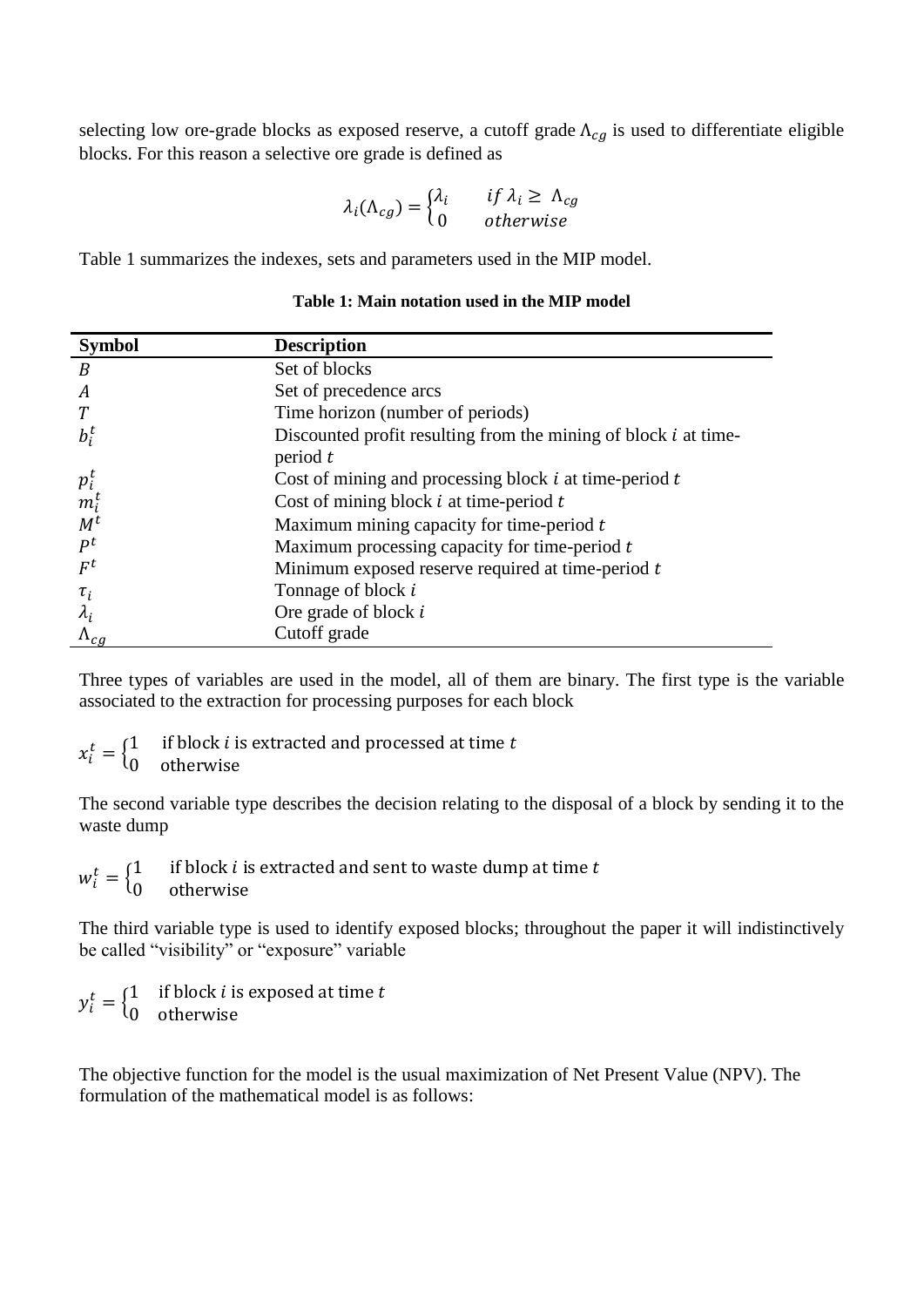selecting low ore-grade blocks as exposed reserve, a cutoff grade $\Lambda_{cg}$ is used to differentiate eligible blocks. For this reason a selective ore grade is defined as

$$\lambda_i(\Lambda_{cg}) = \begin{cases} \lambda_i & if\ \lambda_i \geq \Lambda_{cg} \\ 0 & otherwise \end{cases}$$

Table 1 summarizes the indexes, sets and parameters used in the MIP model.

**Table 1: Main notation used in the MIP model**

| Symbol | Description |
|---|---|
| $B$ | Set of blocks |
| $A$ | Set of precedence arcs |
| $T$ | Time horizon (number of periods) |
| $b_i^t$ | Discounted profit resulting from the mining of block $i$ at time-period $t$ |
| $p_i^t$ | Cost of mining and processing block $i$ at time-period $t$ |
| $m_i^t$ | Cost of mining block $i$ at time-period $t$ |
| $M^t$ | Maximum mining capacity for time-period $t$ |
| $P^t$ | Maximum processing capacity for time-period $t$ |
| $F^t$ | Minimum exposed reserve required at time-period $t$ |
| $\tau_i$ | Tonnage of block $i$ |
| $\lambda_i$ | Ore grade of block $i$ |
| $\Lambda_{cg}$ | Cutoff grade |

Three types of variables are used in the model, all of them are binary. The first type is the variable associated to the extraction for processing purposes for each block

$$x_i^t = \begin{cases} 1 & \text{if block } i \text{ is extracted and processed at time } t \\ 0 & \text{otherwise} \end{cases}$$

The second variable type describes the decision relating to the disposal of a block by sending it to the waste dump

$$w_i^t = \begin{cases} 1 & \text{if block } i \text{ is extracted and sent to waste dump at time } t \\ 0 & \text{otherwise} \end{cases}$$

The third variable type is used to identify exposed blocks; throughout the paper it will indistinctively be called "visibility" or "exposure" variable

$$y_i^t = \begin{cases} 1 & \text{if block } i \text{ is exposed at time } t \\ 0 & \text{otherwise} \end{cases}$$

The objective function for the model is the usual maximization of Net Present Value (NPV). The formulation of the mathematical model is as follows: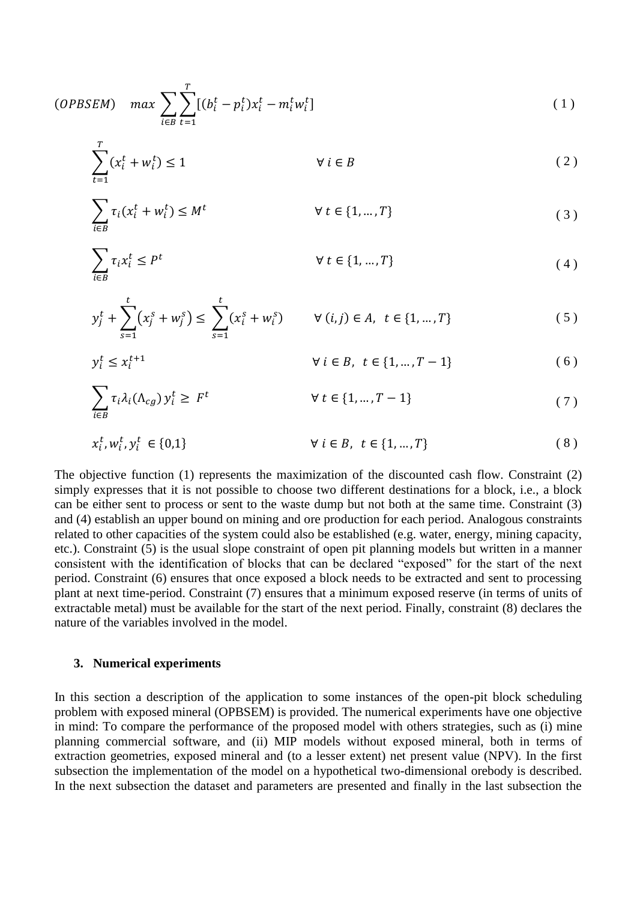$$(OPBSEM) \quad max \sum_{i \in B} \sum_{t=1}^{T} [(b_i^t - p_i^t) x_i^t - m_i^t w_i^t] \tag{1}$$

$$\sum_{t=1}^{T} (x_i^t + w_i^t) \leq 1 \qquad \forall\, i \in B \tag{2}$$

$$\sum_{i \in B} \tau_i (x_i^t + w_i^t) \leq M^t \qquad \forall\, t \in \{1, \dots, T\} \tag{3}$$

$$\sum_{i \in B} \tau_i x_i^t \leq P^t \qquad \forall\, t \in \{1, \dots, T\} \tag{4}$$

$$y_j^t + \sum_{s=1}^{t} \left(x_j^s + w_j^s\right) \leq \sum_{s=1}^{t} (x_i^s + w_i^s) \qquad \forall\, (i, j) \in A,\ \ t \in \{1, \dots, T\} \tag{5}$$

$$y_i^t \leq x_i^{t+1} \qquad \forall\, i \in B,\ \ t \in \{1, \dots, T-1\} \tag{6}$$

$$\sum_{i \in B} \tau_i \lambda_i (\Lambda_{cg})\, y_i^t \geq F^t \qquad \forall\, t \in \{1, \dots, T-1\} \tag{7}$$

$$x_i^t, w_i^t, y_i^t \in \{0,1\} \qquad \forall\, i \in B,\ \ t \in \{1, \dots, T\} \tag{8}$$

The objective function (1) represents the maximization of the discounted cash flow. Constraint (2) simply expresses that it is not possible to choose two different destinations for a block, i.e., a block can be either sent to process or sent to the waste dump but not both at the same time. Constraint (3) and (4) establish an upper bound on mining and ore production for each period. Analogous constraints related to other capacities of the system could also be established (e.g. water, energy, mining capacity, etc.). Constraint (5) is the usual slope constraint of open pit planning models but written in a manner consistent with the identification of blocks that can be declared "exposed" for the start of the next period. Constraint (6) ensures that once exposed a block needs to be extracted and sent to processing plant at next time-period. Constraint (7) ensures that a minimum exposed reserve (in terms of units of extractable metal) must be available for the start of the next period. Finally, constraint (8) declares the nature of the variables involved in the model.

## 3. Numerical experiments

In this section a description of the application to some instances of the open-pit block scheduling problem with exposed mineral (OPBSEM) is provided. The numerical experiments have one objective in mind: To compare the performance of the proposed model with others strategies, such as (i) mine planning commercial software, and (ii) MIP models without exposed mineral, both in terms of extraction geometries, exposed mineral and (to a lesser extent) net present value (NPV). In the first subsection the implementation of the model on a hypothetical two-dimensional orebody is described. In the next subsection the dataset and parameters are presented and finally in the last subsection the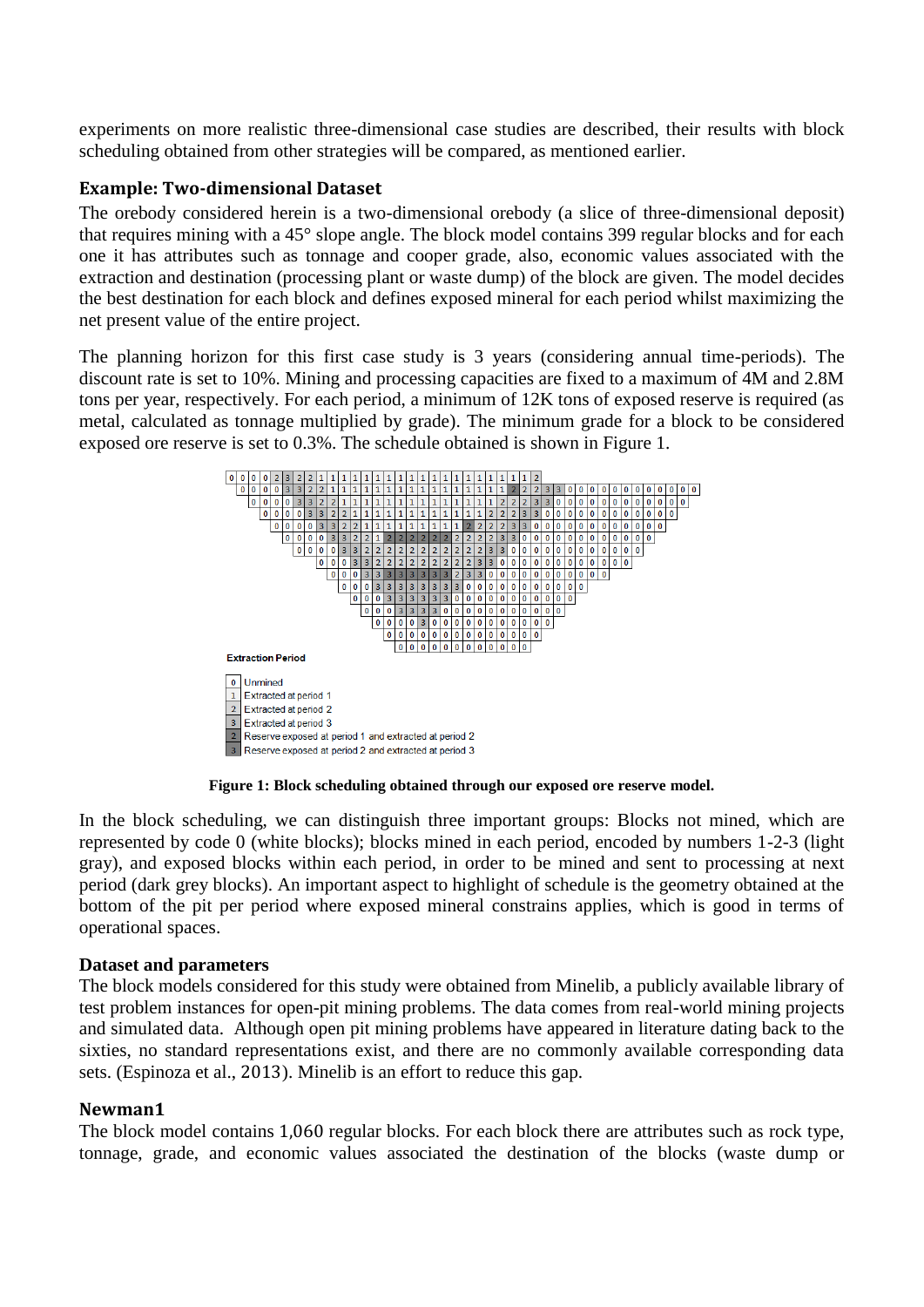experiments on more realistic three-dimensional case studies are described, their results with block scheduling obtained from other strategies will be compared, as mentioned earlier.

### Example: Two-dimensional Dataset

The orebody considered herein is a two-dimensional orebody (a slice of three-dimensional deposit) that requires mining with a 45° slope angle. The block model contains 399 regular blocks and for each one it has attributes such as tonnage and cooper grade, also, economic values associated with the extraction and destination (processing plant or waste dump) of the block are given. The model decides the best destination for each block and defines exposed mineral for each period whilst maximizing the net present value of the entire project.

The planning horizon for this first case study is 3 years (considering annual time-periods). The discount rate is set to 10%. Mining and processing capacities are fixed to a maximum of 4M and 2.8M tons per year, respectively. For each period, a minimum of 12K tons of exposed reserve is required (as metal, calculated as tonnage multiplied by grade). The minimum grade for a block to be considered exposed ore reserve is set to 0.3%. The schedule obtained is shown in Figure 1.

Extraction Period

- 0 Unmined
- 1 Extracted at period 1
- 2 Extracted at period 2
- 3 Extracted at period 3
- 2 Reserve exposed at period 1 and extracted at period 2
- 3 Reserve exposed at period 2 and extracted at period 3

**Figure 1: Block scheduling obtained through our exposed ore reserve model.**

In the block scheduling, we can distinguish three important groups: Blocks not mined, which are represented by code 0 (white blocks); blocks mined in each period, encoded by numbers 1-2-3 (light gray), and exposed blocks within each period, in order to be mined and sent to processing at next period (dark grey blocks). An important aspect to highlight of schedule is the geometry obtained at the bottom of the pit per period where exposed mineral constrains applies, which is good in terms of operational spaces.

### Dataset and parameters

The block models considered for this study were obtained from Minelib, a publicly available library of test problem instances for open-pit mining problems. The data comes from real-world mining projects and simulated data. Although open pit mining problems have appeared in literature dating back to the sixties, no standard representations exist, and there are no commonly available corresponding data sets. (Espinoza et al., 2013). Minelib is an effort to reduce this gap.

### Newman1

The block model contains 1,060 regular blocks. For each block there are attributes such as rock type, tonnage, grade, and economic values associated the destination of the blocks (waste dump or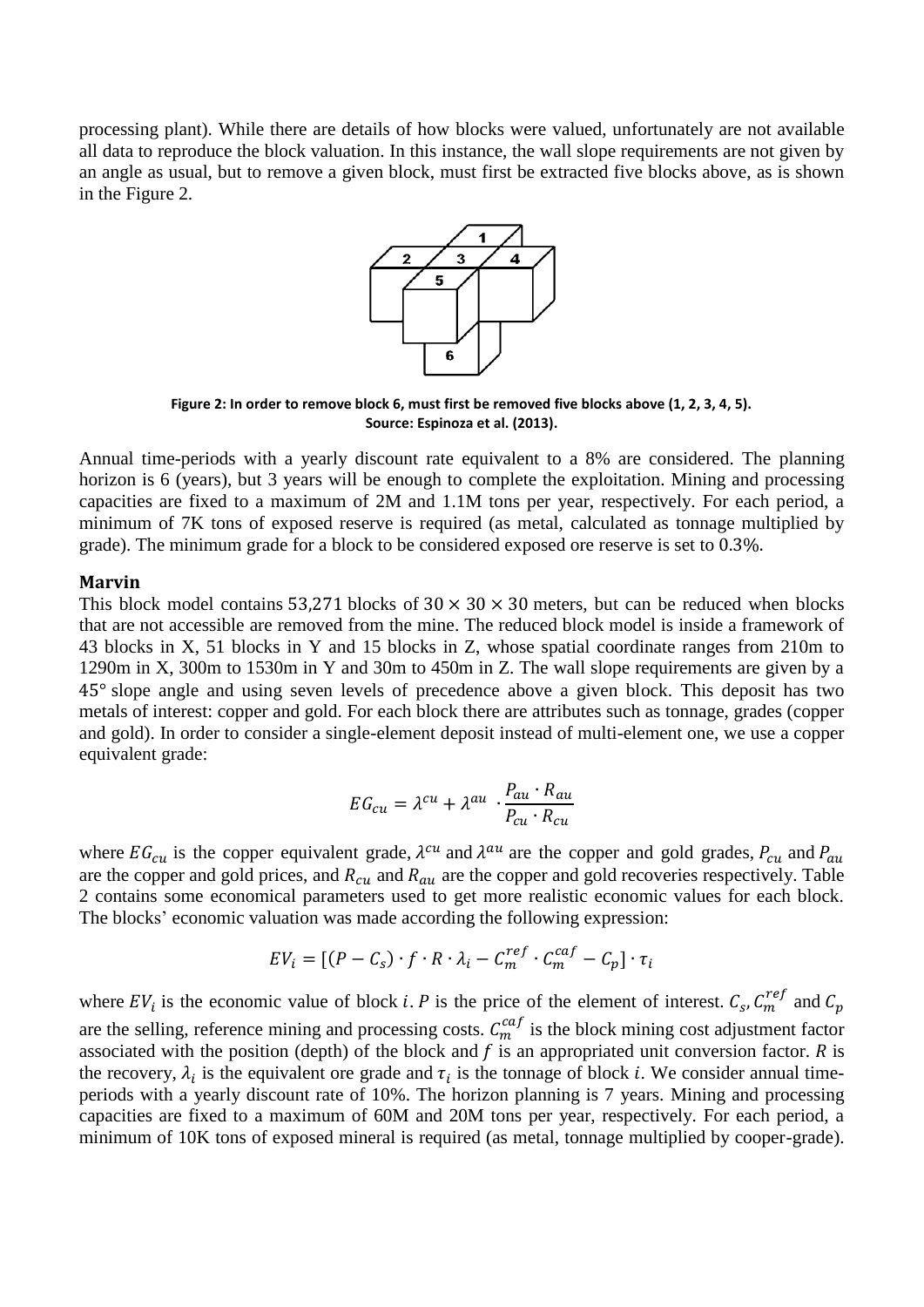processing plant). While there are details of how blocks were valued, unfortunately are not available all data to reproduce the block valuation. In this instance, the wall slope requirements are not given by an angle as usual, but to remove a given block, must first be extracted five blocks above, as is shown in the Figure 2.

**Figure 2: In order to remove block 6, must first be removed five blocks above (1, 2, 3, 4, 5). Source: Espinoza et al. (2013).**

Annual time-periods with a yearly discount rate equivalent to a 8% are considered. The planning horizon is 6 (years), but 3 years will be enough to complete the exploitation. Mining and processing capacities are fixed to a maximum of 2M and 1.1M tons per year, respectively. For each period, a minimum of 7K tons of exposed reserve is required (as metal, calculated as tonnage multiplied by grade). The minimum grade for a block to be considered exposed ore reserve is set to 0.3%.

### Marvin

This block model contains 53,271 blocks of $30 \times 30 \times 30$ meters, but can be reduced when blocks that are not accessible are removed from the mine. The reduced block model is inside a framework of 43 blocks in X, 51 blocks in Y and 15 blocks in Z, whose spatial coordinate ranges from 210m to 1290m in X, 300m to 1530m in Y and 30m to 450m in Z. The wall slope requirements are given by a $45°$ slope angle and using seven levels of precedence above a given block. This deposit has two metals of interest: copper and gold. For each block there are attributes such as tonnage, grades (copper and gold). In order to consider a single-element deposit instead of multi-element one, we use a copper equivalent grade:

$$EG_{cu} = \lambda^{cu} + \lambda^{au} \cdot \frac{P_{au} \cdot R_{au}}{P_{cu} \cdot R_{cu}}$$

where $EG_{cu}$ is the copper equivalent grade, $\lambda^{cu}$ and $\lambda^{au}$ are the copper and gold grades, $P_{cu}$ and $P_{au}$ are the copper and gold prices, and $R_{cu}$ and $R_{au}$ are the copper and gold recoveries respectively. Table 2 contains some economical parameters used to get more realistic economic values for each block. The blocks' economic valuation was made according the following expression:

$$EV_i = [(P - C_s) \cdot f \cdot R \cdot \lambda_i - C_m^{ref} \cdot C_m^{caf} - C_p] \cdot \tau_i$$

where $EV_i$ is the economic value of block $i$. $P$ is the price of the element of interest. $C_s$, $C_m^{ref}$ and $C_p$ are the selling, reference mining and processing costs. $C_m^{caf}$ is the block mining cost adjustment factor associated with the position (depth) of the block and $f$ is an appropriated unit conversion factor. $R$ is the recovery, $\lambda_i$ is the equivalent ore grade and $\tau_i$ is the tonnage of block $i$. We consider annual time-periods with a yearly discount rate of 10%. The horizon planning is 7 years. Mining and processing capacities are fixed to a maximum of 60M and 20M tons per year, respectively. For each period, a minimum of 10K tons of exposed mineral is required (as metal, tonnage multiplied by cooper-grade).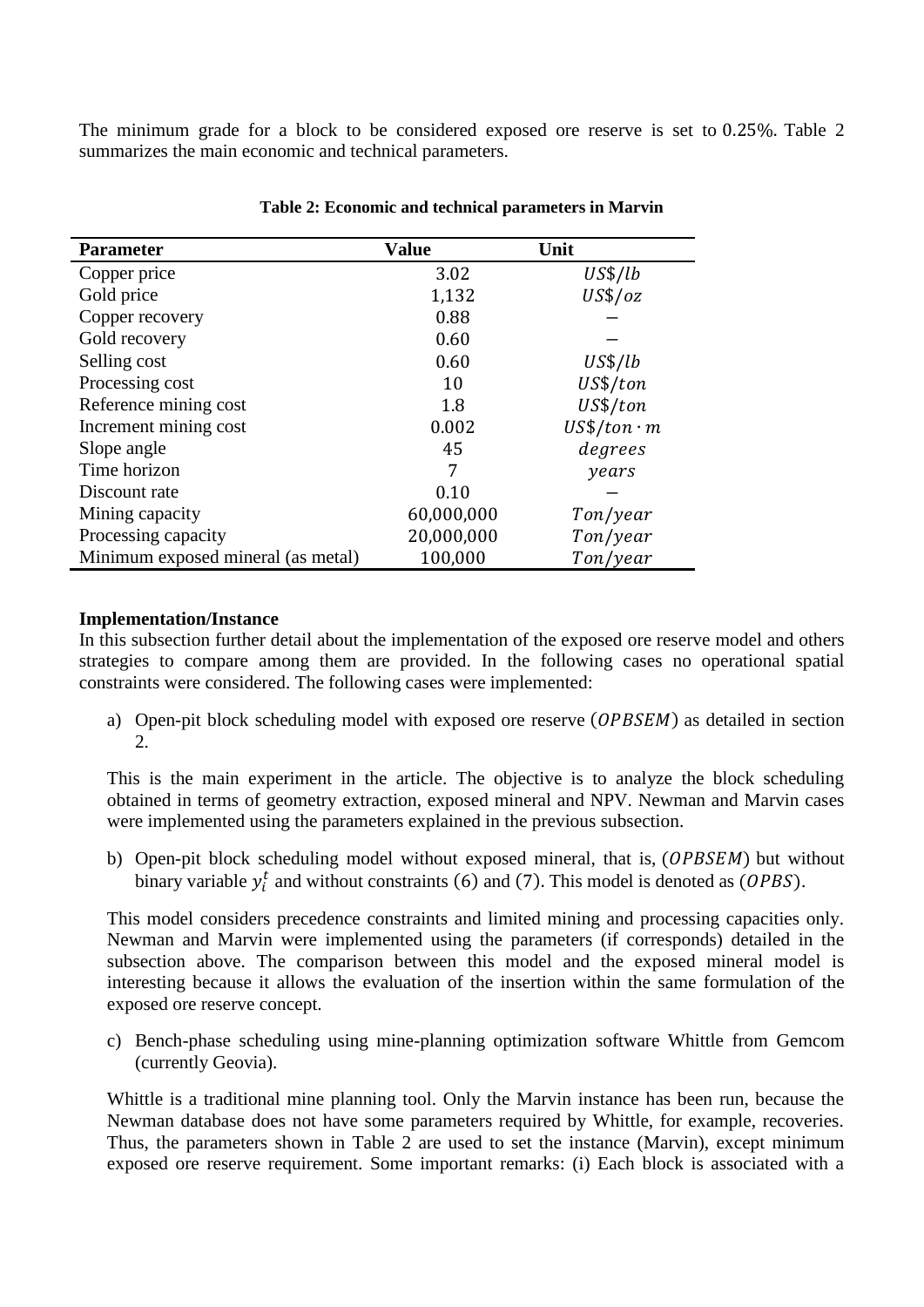The minimum grade for a block to be considered exposed ore reserve is set to 0.25%. Table 2 summarizes the main economic and technical parameters.

**Table 2: Economic and technical parameters in Marvin**

| Parameter | Value | Unit |
|---|---|---|
| Copper price | 3.02 | $US\$/lb$ |
| Gold price | 1,132 | $US\$/oz$ |
| Copper recovery | 0.88 | − |
| Gold recovery | 0.60 | − |
| Selling cost | 0.60 | $US\$/lb$ |
| Processing cost | 10 | $US\$/ton$ |
| Reference mining cost | 1.8 | $US\$/ton$ |
| Increment mining cost | 0.002 | $US\$/ton \cdot m$ |
| Slope angle | 45 | $degrees$ |
| Time horizon | 7 | $years$ |
| Discount rate | 0.10 | − |
| Mining capacity | 60,000,000 | $Ton/year$ |
| Processing capacity | 20,000,000 | $Ton/year$ |
| Minimum exposed mineral (as metal) | 100,000 | $Ton/year$ |

**Implementation/Instance**

In this subsection further detail about the implementation of the exposed ore reserve model and others strategies to compare among them are provided. In the following cases no operational spatial constraints were considered. The following cases were implemented:

a) Open-pit block scheduling model with exposed ore reserve $(OPBSEM)$ as detailed in section 2.

This is the main experiment in the article. The objective is to analyze the block scheduling obtained in terms of geometry extraction, exposed mineral and NPV. Newman and Marvin cases were implemented using the parameters explained in the previous subsection.

b) Open-pit block scheduling model without exposed mineral, that is, $(OPBSEM)$ but without binary variable $y_i^t$ and without constraints $(6)$ and $(7)$. This model is denoted as $(OPBS)$.

This model considers precedence constraints and limited mining and processing capacities only. Newman and Marvin were implemented using the parameters (if corresponds) detailed in the subsection above. The comparison between this model and the exposed mineral model is interesting because it allows the evaluation of the insertion within the same formulation of the exposed ore reserve concept.

c) Bench-phase scheduling using mine-planning optimization software Whittle from Gemcom (currently Geovia).

Whittle is a traditional mine planning tool. Only the Marvin instance has been run, because the Newman database does not have some parameters required by Whittle, for example, recoveries. Thus, the parameters shown in Table 2 are used to set the instance (Marvin), except minimum exposed ore reserve requirement. Some important remarks: (i) Each block is associated with a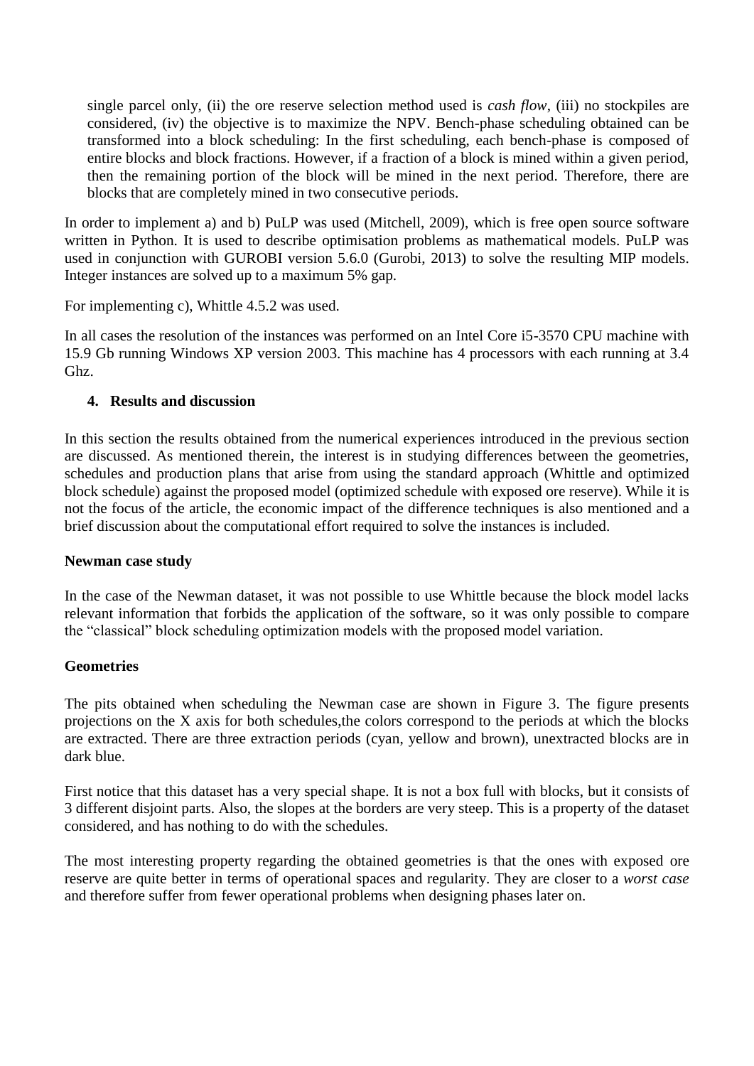single parcel only, (ii) the ore reserve selection method used is *cash flow*, (iii) no stockpiles are considered, (iv) the objective is to maximize the NPV. Bench-phase scheduling obtained can be transformed into a block scheduling: In the first scheduling, each bench-phase is composed of entire blocks and block fractions. However, if a fraction of a block is mined within a given period, then the remaining portion of the block will be mined in the next period. Therefore, there are blocks that are completely mined in two consecutive periods.

In order to implement a) and b) PuLP was used (Mitchell, 2009), which is free open source software written in Python. It is used to describe optimisation problems as mathematical models. PuLP was used in conjunction with GUROBI version 5.6.0 (Gurobi, 2013) to solve the resulting MIP models. Integer instances are solved up to a maximum 5% gap.

For implementing c), Whittle 4.5.2 was used.

In all cases the resolution of the instances was performed on an Intel Core i5-3570 CPU machine with 15.9 Gb running Windows XP version 2003. This machine has 4 processors with each running at 3.4 Ghz.

## 4. Results and discussion

In this section the results obtained from the numerical experiences introduced in the previous section are discussed. As mentioned therein, the interest is in studying differences between the geometries, schedules and production plans that arise from using the standard approach (Whittle and optimized block schedule) against the proposed model (optimized schedule with exposed ore reserve). While it is not the focus of the article, the economic impact of the difference techniques is also mentioned and a brief discussion about the computational effort required to solve the instances is included.

### Newman case study

In the case of the Newman dataset, it was not possible to use Whittle because the block model lacks relevant information that forbids the application of the software, so it was only possible to compare the "classical" block scheduling optimization models with the proposed model variation.

### Geometries

The pits obtained when scheduling the Newman case are shown in Figure 3. The figure presents projections on the X axis for both schedules,the colors correspond to the periods at which the blocks are extracted. There are three extraction periods (cyan, yellow and brown), unextracted blocks are in dark blue.

First notice that this dataset has a very special shape. It is not a box full with blocks, but it consists of 3 different disjoint parts. Also, the slopes at the borders are very steep. This is a property of the dataset considered, and has nothing to do with the schedules.

The most interesting property regarding the obtained geometries is that the ones with exposed ore reserve are quite better in terms of operational spaces and regularity. They are closer to a *worst case* and therefore suffer from fewer operational problems when designing phases later on.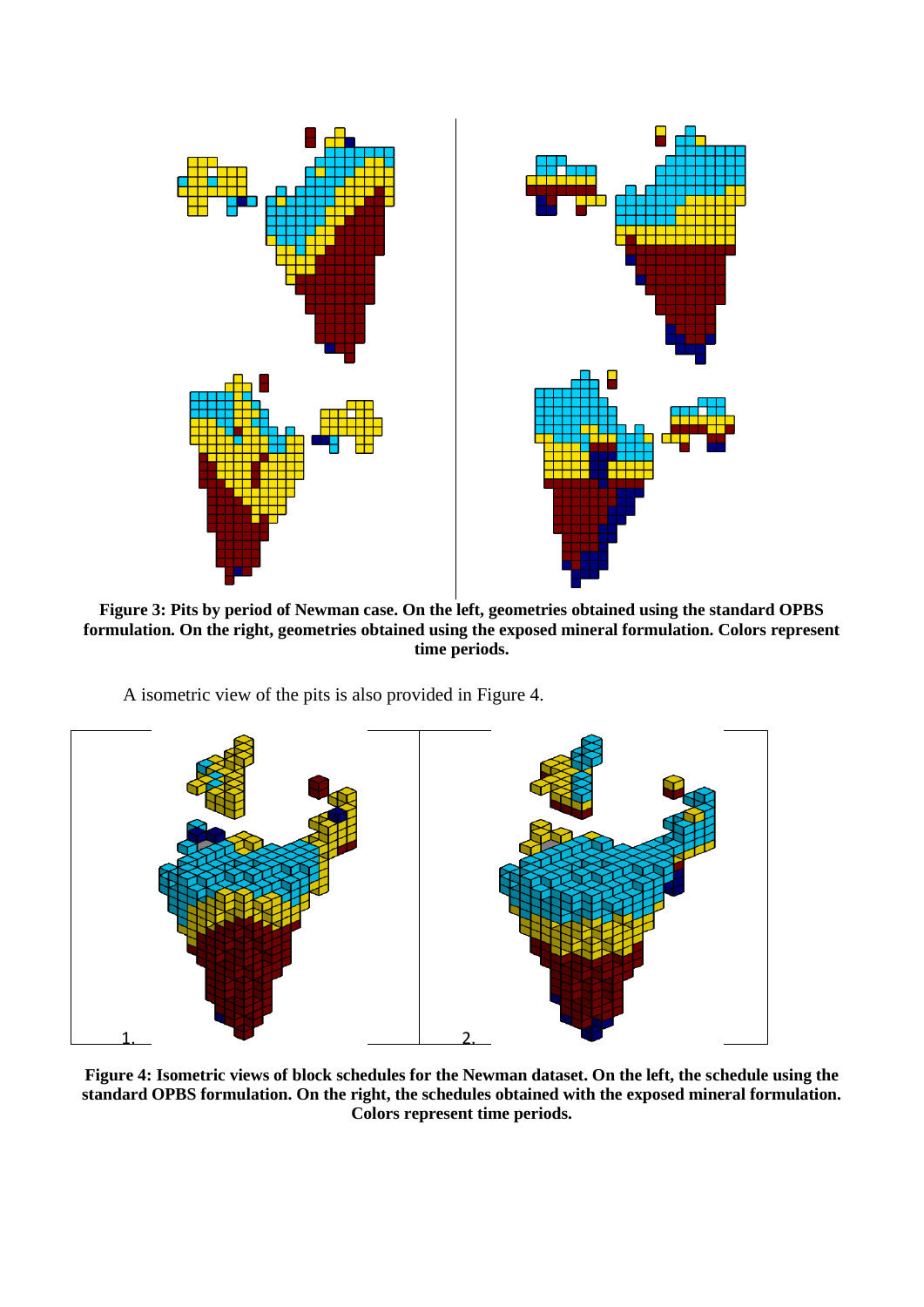**Figure 3: Pits by period of Newman case. On the left, geometries obtained using the standard OPBS formulation. On the right, geometries obtained using the exposed mineral formulation. Colors represent time periods.**

A isometric view of the pits is also provided in Figure 4.

**Figure 4: Isometric views of block schedules for the Newman dataset. On the left, the schedule using the standard OPBS formulation. On the right, the schedules obtained with the exposed mineral formulation. Colors represent time periods.**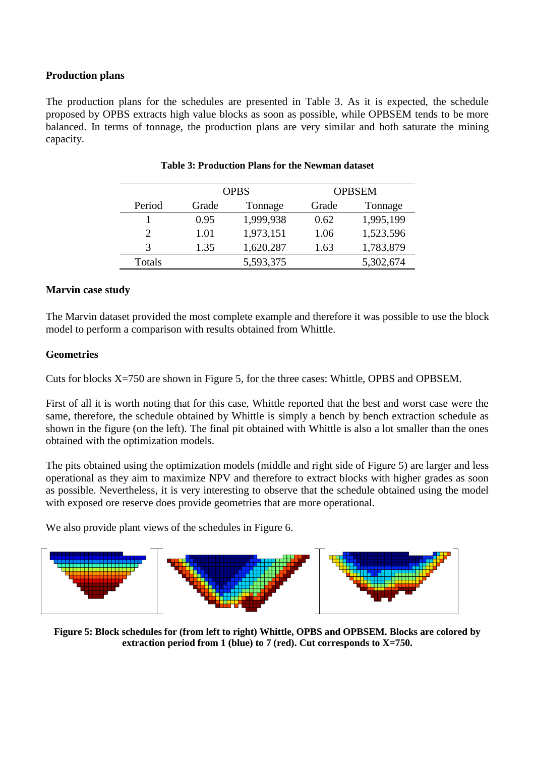**Production plans**

The production plans for the schedules are presented in Table 3. As it is expected, the schedule proposed by OPBS extracts high value blocks as soon as possible, while OPBSEM tends to be more balanced. In terms of tonnage, the production plans are very similar and both saturate the mining capacity.

**Table 3: Production Plans for the Newman dataset**

| | OPBS | | OPBSEM | |
|---|---|---|---|---|
| Period | Grade | Tonnage | Grade | Tonnage |
| 1 | 0.95 | 1,999,938 | 0.62 | 1,995,199 |
| 2 | 1.01 | 1,973,151 | 1.06 | 1,523,596 |
| 3 | 1.35 | 1,620,287 | 1.63 | 1,783,879 |
| Totals | | 5,593,375 | | 5,302,674 |

**Marvin case study**

The Marvin dataset provided the most complete example and therefore it was possible to use the block model to perform a comparison with results obtained from Whittle.

**Geometries**

Cuts for blocks X=750 are shown in Figure 5, for the three cases: Whittle, OPBS and OPBSEM.

First of all it is worth noting that for this case, Whittle reported that the best and worst case were the same, therefore, the schedule obtained by Whittle is simply a bench by bench extraction schedule as shown in the figure (on the left). The final pit obtained with Whittle is also a lot smaller than the ones obtained with the optimization models.

The pits obtained using the optimization models (middle and right side of Figure 5) are larger and less operational as they aim to maximize NPV and therefore to extract blocks with higher grades as soon as possible. Nevertheless, it is very interesting to observe that the schedule obtained using the model with exposed ore reserve does provide geometries that are more operational.

We also provide plant views of the schedules in Figure 6.

**Figure 5: Block schedules for (from left to right) Whittle, OPBS and OPBSEM. Blocks are colored by extraction period from 1 (blue) to 7 (red). Cut corresponds to X=750.**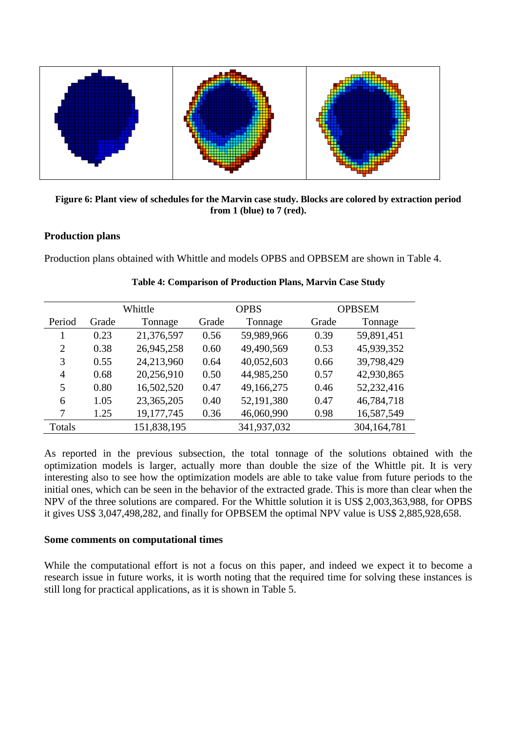**Figure 6: Plant view of schedules for the Marvin case study. Blocks are colored by extraction period from 1 (blue) to 7 (red).**

**Production plans**

Production plans obtained with Whittle and models OPBS and OPBSEM are shown in Table 4.

**Table 4: Comparison of Production Plans, Marvin Case Study**

| | Whittle | | OPBS | | OPBSEM | |
|---|---|---|---|---|---|---|
| Period | Grade | Tonnage | Grade | Tonnage | Grade | Tonnage |
| 1 | 0.23 | 21,376,597 | 0.56 | 59,989,966 | 0.39 | 59,891,451 |
| 2 | 0.38 | 26,945,258 | 0.60 | 49,490,569 | 0.53 | 45,939,352 |
| 3 | 0.55 | 24,213,960 | 0.64 | 40,052,603 | 0.66 | 39,798,429 |
| 4 | 0.68 | 20,256,910 | 0.50 | 44,985,250 | 0.57 | 42,930,865 |
| 5 | 0.80 | 16,502,520 | 0.47 | 49,166,275 | 0.46 | 52,232,416 |
| 6 | 1.05 | 23,365,205 | 0.40 | 52,191,380 | 0.47 | 46,784,718 |
| 7 | 1.25 | 19,177,745 | 0.36 | 46,060,990 | 0.98 | 16,587,549 |
| Totals | | 151,838,195 | | 341,937,032 | | 304,164,781 |

As reported in the previous subsection, the total tonnage of the solutions obtained with the optimization models is larger, actually more than double the size of the Whittle pit. It is very interesting also to see how the optimization models are able to take value from future periods to the initial ones, which can be seen in the behavior of the extracted grade. This is more than clear when the NPV of the three solutions are compared. For the Whittle solution it is US$ 2,003,363,988, for OPBS it gives US$ 3,047,498,282, and finally for OPBSEM the optimal NPV value is US$ 2,885,928,658.

**Some comments on computational times**

While the computational effort is not a focus on this paper, and indeed we expect it to become a research issue in future works, it is worth noting that the required time for solving these instances is still long for practical applications, as it is shown in Table 5.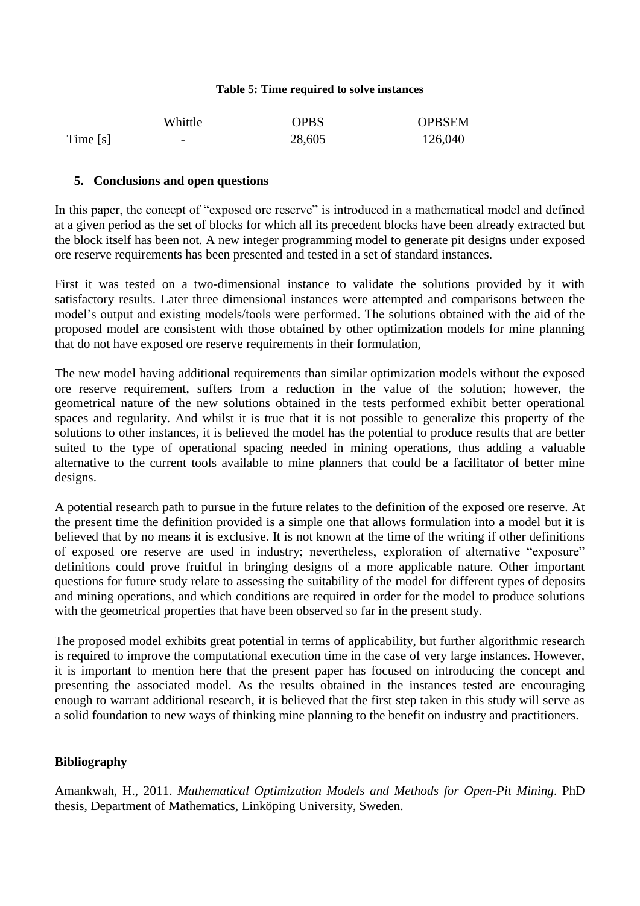**Table 5: Time required to solve instances**

| | Whittle | OPBS | OPBSEM |
|---|---|---|---|
| Time [s] | - | 28,605 | 126,040 |

## 5. Conclusions and open questions

In this paper, the concept of "exposed ore reserve" is introduced in a mathematical model and defined at a given period as the set of blocks for which all its precedent blocks have been already extracted but the block itself has been not. A new integer programming model to generate pit designs under exposed ore reserve requirements has been presented and tested in a set of standard instances.

First it was tested on a two-dimensional instance to validate the solutions provided by it with satisfactory results. Later three dimensional instances were attempted and comparisons between the model's output and existing models/tools were performed. The solutions obtained with the aid of the proposed model are consistent with those obtained by other optimization models for mine planning that do not have exposed ore reserve requirements in their formulation,

The new model having additional requirements than similar optimization models without the exposed ore reserve requirement, suffers from a reduction in the value of the solution; however, the geometrical nature of the new solutions obtained in the tests performed exhibit better operational spaces and regularity. And whilst it is true that it is not possible to generalize this property of the solutions to other instances, it is believed the model has the potential to produce results that are better suited to the type of operational spacing needed in mining operations, thus adding a valuable alternative to the current tools available to mine planners that could be a facilitator of better mine designs.

A potential research path to pursue in the future relates to the definition of the exposed ore reserve. At the present time the definition provided is a simple one that allows formulation into a model but it is believed that by no means it is exclusive. It is not known at the time of the writing if other definitions of exposed ore reserve are used in industry; nevertheless, exploration of alternative "exposure" definitions could prove fruitful in bringing designs of a more applicable nature. Other important questions for future study relate to assessing the suitability of the model for different types of deposits and mining operations, and which conditions are required in order for the model to produce solutions with the geometrical properties that have been observed so far in the present study.

The proposed model exhibits great potential in terms of applicability, but further algorithmic research is required to improve the computational execution time in the case of very large instances. However, it is important to mention here that the present paper has focused on introducing the concept and presenting the associated model. As the results obtained in the instances tested are encouraging enough to warrant additional research, it is believed that the first step taken in this study will serve as a solid foundation to new ways of thinking mine planning to the benefit on industry and practitioners.

## Bibliography

Amankwah, H., 2011. *Mathematical Optimization Models and Methods for Open-Pit Mining*. PhD thesis, Department of Mathematics, Linköping University, Sweden.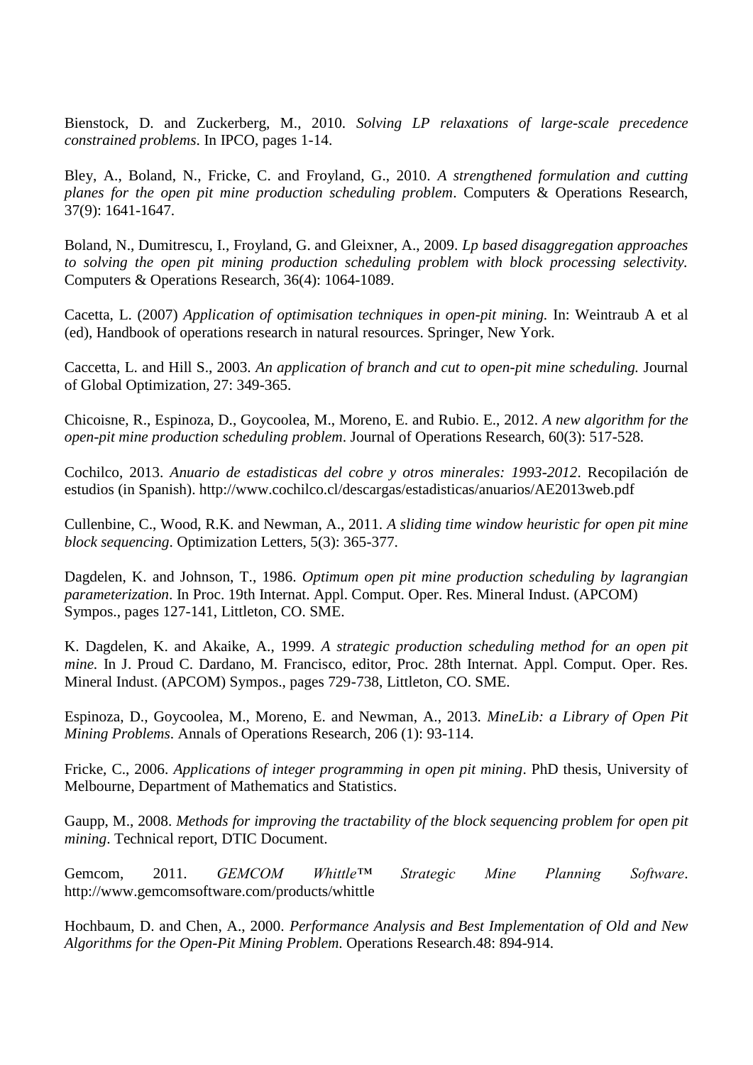Bienstock, D. and Zuckerberg, M., 2010. *Solving LP relaxations of large-scale precedence constrained problems*. In IPCO, pages 1-14.

Bley, A., Boland, N., Fricke, C. and Froyland, G., 2010. *A strengthened formulation and cutting planes for the open pit mine production scheduling problem*. Computers & Operations Research, 37(9): 1641-1647.

Boland, N., Dumitrescu, I., Froyland, G. and Gleixner, A., 2009. *Lp based disaggregation approaches to solving the open pit mining production scheduling problem with block processing selectivity.* Computers & Operations Research, 36(4): 1064-1089.

Cacetta, L. (2007) *Application of optimisation techniques in open-pit mining.* In: Weintraub A et al (ed), Handbook of operations research in natural resources. Springer, New York.

Caccetta, L. and Hill S., 2003. *An application of branch and cut to open-pit mine scheduling.* Journal of Global Optimization, 27: 349-365.

Chicoisne, R., Espinoza, D., Goycoolea, M., Moreno, E. and Rubio. E., 2012. *A new algorithm for the open-pit mine production scheduling problem*. Journal of Operations Research, 60(3): 517-528.

Cochilco, 2013. *Anuario de estadisticas del cobre y otros minerales: 1993-2012*. Recopilación de estudios (in Spanish). http://www.cochilco.cl/descargas/estadisticas/anuarios/AE2013web.pdf

Cullenbine, C., Wood, R.K. and Newman, A., 2011. *A sliding time window heuristic for open pit mine block sequencing*. Optimization Letters, 5(3): 365-377.

Dagdelen, K. and Johnson, T., 1986. *Optimum open pit mine production scheduling by lagrangian parameterization*. In Proc. 19th Internat. Appl. Comput. Oper. Res. Mineral Indust. (APCOM) Sympos., pages 127-141, Littleton, CO. SME.

K. Dagdelen, K. and Akaike, A., 1999. *A strategic production scheduling method for an open pit mine.* In J. Proud C. Dardano, M. Francisco, editor, Proc. 28th Internat. Appl. Comput. Oper. Res. Mineral Indust. (APCOM) Sympos., pages 729-738, Littleton, CO. SME.

Espinoza, D., Goycoolea, M., Moreno, E. and Newman, A., 2013. *MineLib: a Library of Open Pit Mining Problems*. Annals of Operations Research, 206 (1): 93-114.

Fricke, C., 2006. *Applications of integer programming in open pit mining*. PhD thesis, University of Melbourne, Department of Mathematics and Statistics.

Gaupp, M., 2008. *Methods for improving the tractability of the block sequencing problem for open pit mining*. Technical report, DTIC Document.

Gemcom, 2011. *GEMCOM Whittle™ Strategic Mine Planning Software*. http://www.gemcomsoftware.com/products/whittle

Hochbaum, D. and Chen, A., 2000. *Performance Analysis and Best Implementation of Old and New Algorithms for the Open-Pit Mining Problem*. Operations Research.48: 894-914.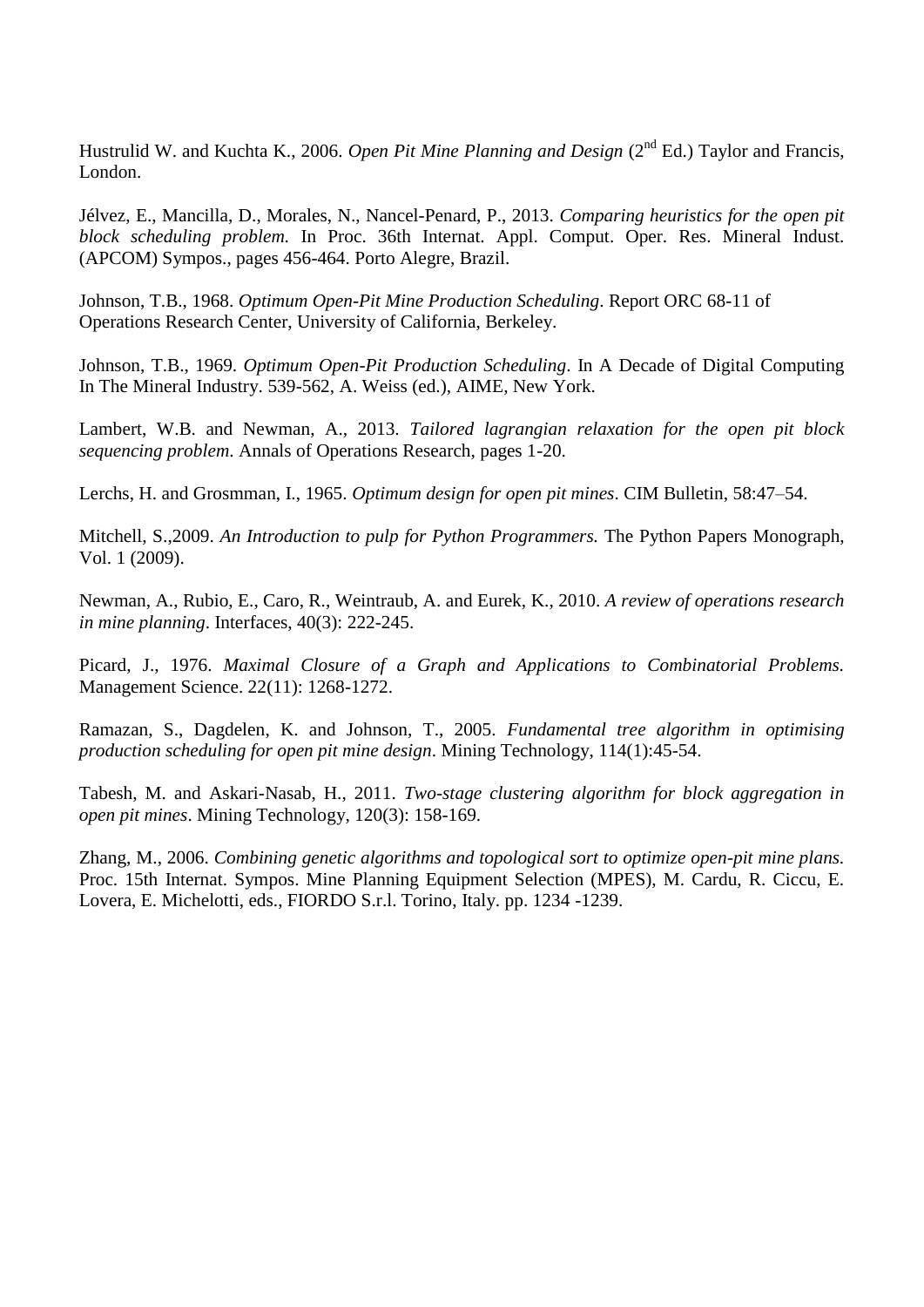Hustrulid W. and Kuchta K., 2006. *Open Pit Mine Planning and Design* ($2^{nd}$ Ed.) Taylor and Francis, London.

Jélvez, E., Mancilla, D., Morales, N., Nancel-Penard, P., 2013. *Comparing heuristics for the open pit block scheduling problem.* In Proc. 36th Internat. Appl. Comput. Oper. Res. Mineral Indust. (APCOM) Sympos., pages 456-464. Porto Alegre, Brazil.

Johnson, T.B., 1968. *Optimum Open-Pit Mine Production Scheduling*. Report ORC 68-11 of Operations Research Center, University of California, Berkeley.

Johnson, T.B., 1969. *Optimum Open-Pit Production Scheduling*. In A Decade of Digital Computing In The Mineral Industry. 539-562, A. Weiss (ed.), AIME, New York.

Lambert, W.B. and Newman, A., 2013. *Tailored lagrangian relaxation for the open pit block sequencing problem*. Annals of Operations Research, pages 1-20.

Lerchs, H. and Grosmman, I., 1965. *Optimum design for open pit mines*. CIM Bulletin, 58:47–54.

Mitchell, S.,2009. *An Introduction to pulp for Python Programmers.* The Python Papers Monograph, Vol. 1 (2009).

Newman, A., Rubio, E., Caro, R., Weintraub, A. and Eurek, K., 2010. *A review of operations research in mine planning*. Interfaces, 40(3): 222-245.

Picard, J., 1976. *Maximal Closure of a Graph and Applications to Combinatorial Problems.* Management Science. 22(11): 1268-1272.

Ramazan, S., Dagdelen, K. and Johnson, T., 2005. *Fundamental tree algorithm in optimising production scheduling for open pit mine design*. Mining Technology, 114(1):45-54.

Tabesh, M. and Askari-Nasab, H., 2011. *Two-stage clustering algorithm for block aggregation in open pit mines*. Mining Technology, 120(3): 158-169.

Zhang, M., 2006. *Combining genetic algorithms and topological sort to optimize open-pit mine plans.* Proc. 15th Internat. Sympos. Mine Planning Equipment Selection (MPES), M. Cardu, R. Ciccu, E. Lovera, E. Michelotti, eds., FIORDO S.r.l. Torino, Italy. pp. 1234 -1239.